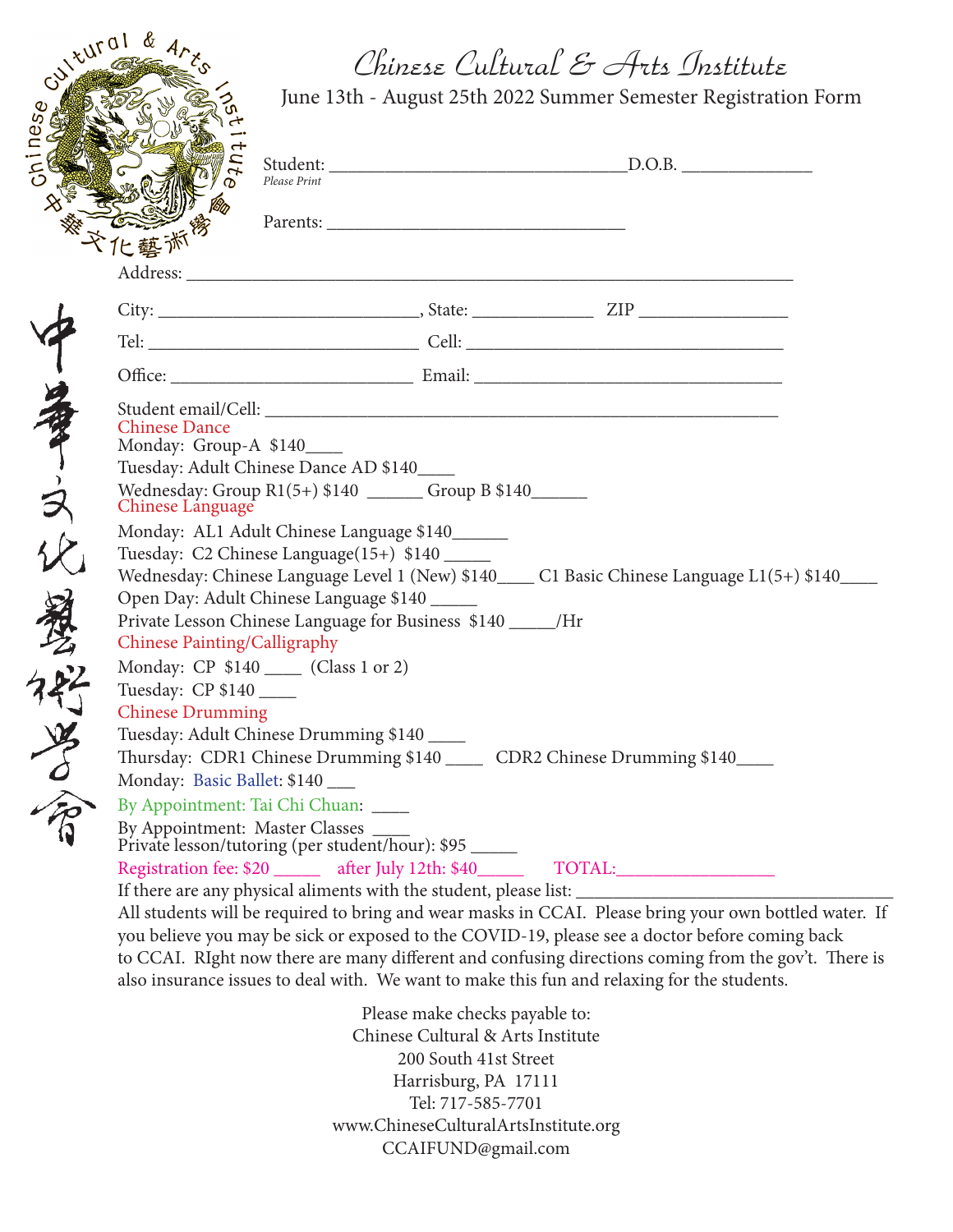# Chinese Cultural & Arts Institute

June 13th - August 25th 2022 Summer Semester Registration Form

Student: ________________________________ D.O.B. ______________
*Please Print*

Parents: ________________________________

Address: ______________________________________________________________

City: ___________________________, State: _____________ ZIP _______________

Tel: _____________________________ Cell: ___________________________________

Office: ___________________________ Email: __________________________________

Student email/Cell: _________________________________________________________

**Chinese Dance**

Monday: Group-A $140____

Tuesday: Adult Chinese Dance AD $140____

Wednesday: Group R1(5+) $140 ______ Group B $140______

**Chinese Language**

Monday: AL1 Adult Chinese Language $140______

Tuesday: C2 Chinese Language(15+) $140 _____

Wednesday: Chinese Language Level 1 (New) $140____ C1 Basic Chinese Language L1(5+) $140____

Open Day: Adult Chinese Language $140 _____

Private Lesson Chinese Language for Business $140 _____/Hr

**Chinese Painting/Calligraphy**

Monday: CP $140 ____ (Class 1 or 2)

Tuesday: CP $140 ____

**Chinese Drumming**

Tuesday: Adult Chinese Drumming $140 ____

Thursday: CDR1 Chinese Drumming $140 ____ CDR2 Chinese Drumming $140____

Monday: Basic Ballet: $140 ___

By Appointment: Tai Chi Chuan: ____

By Appointment: Master Classes ____

Private lesson/tutoring (per student/hour): $95 _____

Registration fee: $20 _____ after July 12th: $40_____ TOTAL:_________________

If there are any physical aliments with the student, please list: __________________________________

All students will be required to bring and wear masks in CCAI. Please bring your own bottled water. If you believe you may be sick or exposed to the COVID-19, please see a doctor before coming back to CCAI. RIght now there are many different and confusing directions coming from the gov't. There is also insurance issues to deal with. We want to make this fun and relaxing for the students.

Please make checks payable to:
Chinese Cultural & Arts Institute
200 South 41st Street
Harrisburg, PA 17111
Tel: 717-585-7701
www.ChineseCulturalArtsInstitute.org
CCAIFUND@gmail.com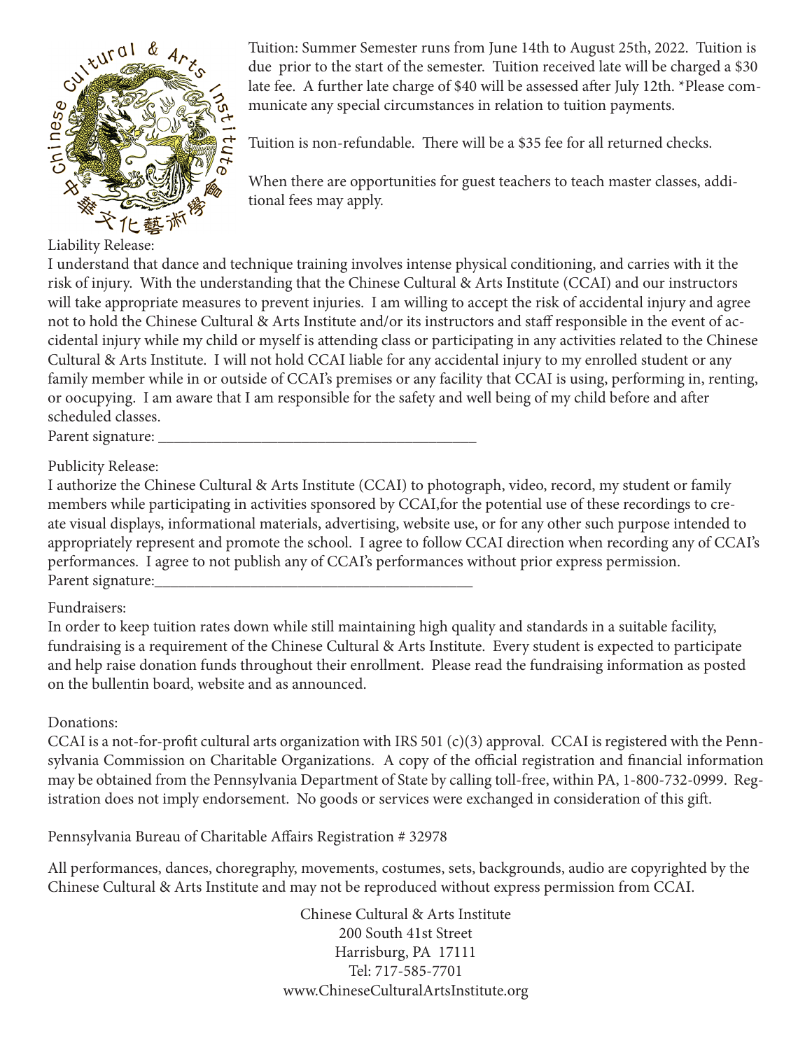Tuition: Summer Semester runs from June 14th to August 25th, 2022. Tuition is due prior to the start of the semester. Tuition received late will be charged a $30 late fee. A further late charge of $40 will be assessed after July 12th. *Please communicate any special circumstances in relation to tuition payments.

Tuition is non-refundable. There will be a $35 fee for all returned checks.

When there are opportunities for guest teachers to teach master classes, additional fees may apply.

Liability Release:

I understand that dance and technique training involves intense physical conditioning, and carries with it the risk of injury. With the understanding that the Chinese Cultural & Arts Institute (CCAI) and our instructors will take appropriate measures to prevent injuries. I am willing to accept the risk of accidental injury and agree not to hold the Chinese Cultural & Arts Institute and/or its instructors and staff responsible in the event of accidental injury while my child or myself is attending class or participating in any activities related to the Chinese Cultural & Arts Institute. I will not hold CCAI liable for any accidental injury to my enrolled student or any family member while in or outside of CCAI's premises or any facility that CCAI is using, performing in, renting, or oocupying. I am aware that I am responsible for the safety and well being of my child before and after scheduled classes.

Parent signature: ________________________________________

Publicity Release:

I authorize the Chinese Cultural & Arts Institute (CCAI) to photograph, video, record, my student or family members while participating in activities sponsored by CCAI,for the potential use of these recordings to create visual displays, informational materials, advertising, website use, or for any other such purpose intended to appropriately represent and promote the school. I agree to follow CCAI direction when recording any of CCAI's performances. I agree to not publish any of CCAI's performances without prior express permission.

Parent signature:________________________________________

Fundraisers:

In order to keep tuition rates down while still maintaining high quality and standards in a suitable facility, fundraising is a requirement of the Chinese Cultural & Arts Institute. Every student is expected to participate and help raise donation funds throughout their enrollment. Please read the fundraising information as posted on the bullentin board, website and as announced.

Donations:

CCAI is a not-for-profit cultural arts organization with IRS 501 (c)(3) approval. CCAI is registered with the Pennsylvania Commission on Charitable Organizations. A copy of the official registration and financial information may be obtained from the Pennsylvania Department of State by calling toll-free, within PA, 1-800-732-0999. Registration does not imply endorsement. No goods or services were exchanged in consideration of this gift.

Pennsylvania Bureau of Charitable Affairs Registration # 32978

All performances, dances, choregraphy, movements, costumes, sets, backgrounds, audio are copyrighted by the Chinese Cultural & Arts Institute and may not be reproduced without express permission from CCAI.

Chinese Cultural & Arts Institute
200 South 41st Street
Harrisburg, PA 17111
Tel: 717-585-7701
www.ChineseCulturalArtsInstitute.org